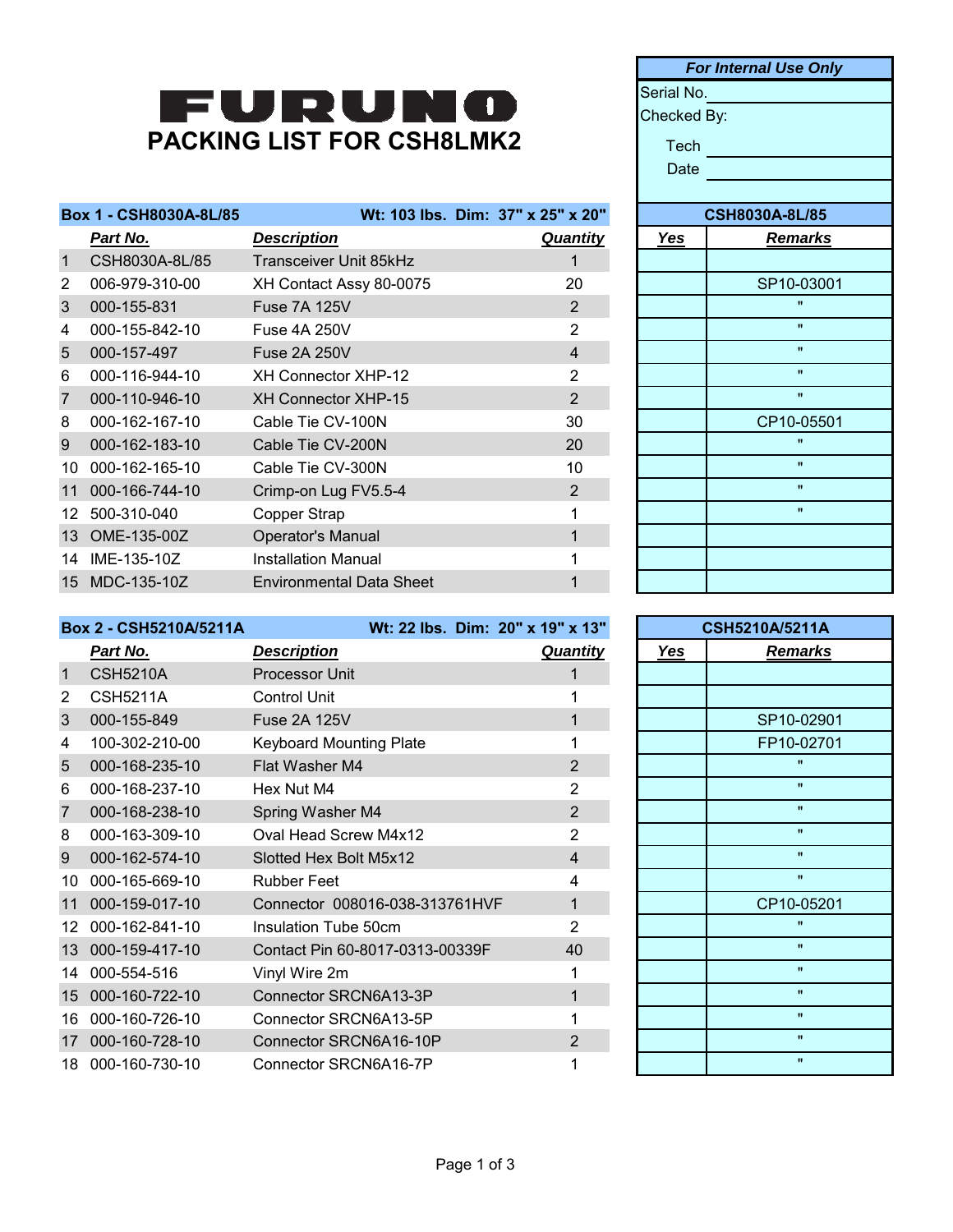# FURUNO

## PACKING LIST FOR CSH8LMK2

| For Internal Use Only | |
|---|---|
| Serial No. | |
| Checked By: | |
| Tech | |
| Date | |

| Box 1 - CSH8030A-8L/85 | | Wt: 103 lbs. Dim: 37" x 25" x 20" | | CSH8030A-8L/85 | |
|---|---|---|---|---|---|
| | ***Part No.*** | ***Description*** | ***Quantity*** | ***Yes*** | ***Remarks*** |
| 1 | CSH8030A-8L/85 | Transceiver Unit 85kHz | 1 | | |
| 2 | 006-979-310-00 | XH Contact Assy 80-0075 | 20 | | SP10-03001 |
| 3 | 000-155-831 | Fuse 7A 125V | 2 | | " |
| 4 | 000-155-842-10 | Fuse 4A 250V | 2 | | " |
| 5 | 000-157-497 | Fuse 2A 250V | 4 | | " |
| 6 | 000-116-944-10 | XH Connector XHP-12 | 2 | | " |
| 7 | 000-110-946-10 | XH Connector XHP-15 | 2 | | " |
| 8 | 000-162-167-10 | Cable Tie CV-100N | 30 | | CP10-05501 |
| 9 | 000-162-183-10 | Cable Tie CV-200N | 20 | | " |
| 10 | 000-162-165-10 | Cable Tie CV-300N | 10 | | " |
| 11 | 000-166-744-10 | Crimp-on Lug FV5.5-4 | 2 | | " |
| 12 | 500-310-040 | Copper Strap | 1 | | " |
| 13 | OME-135-00Z | Operator's Manual | 1 | | |
| 14 | IME-135-10Z | Installation Manual | 1 | | |
| 15 | MDC-135-10Z | Environmental Data Sheet | 1 | | |

| Box 2 - CSH5210A/5211A | | Wt: 22 lbs. Dim: 20" x 19" x 13" | | CSH5210A/5211A | |
|---|---|---|---|---|---|
| | ***Part No.*** | ***Description*** | ***Quantity*** | ***Yes*** | ***Remarks*** |
| 1 | CSH5210A | Processor Unit | 1 | | |
| 2 | CSH5211A | Control Unit | 1 | | |
| 3 | 000-155-849 | Fuse 2A 125V | 1 | | SP10-02901 |
| 4 | 100-302-210-00 | Keyboard Mounting Plate | 1 | | FP10-02701 |
| 5 | 000-168-235-10 | Flat Washer M4 | 2 | | " |
| 6 | 000-168-237-10 | Hex Nut M4 | 2 | | " |
| 7 | 000-168-238-10 | Spring Washer M4 | 2 | | " |
| 8 | 000-163-309-10 | Oval Head Screw M4x12 | 2 | | " |
| 9 | 000-162-574-10 | Slotted Hex Bolt M5x12 | 4 | | " |
| 10 | 000-165-669-10 | Rubber Feet | 4 | | " |
| 11 | 000-159-017-10 | Connector 008016-038-313761HVF | 1 | | CP10-05201 |
| 12 | 000-162-841-10 | Insulation Tube 50cm | 2 | | " |
| 13 | 000-159-417-10 | Contact Pin 60-8017-0313-00339F | 40 | | " |
| 14 | 000-554-516 | Vinyl Wire 2m | 1 | | " |
| 15 | 000-160-722-10 | Connector SRCN6A13-3P | 1 | | " |
| 16 | 000-160-726-10 | Connector SRCN6A13-5P | 1 | | " |
| 17 | 000-160-728-10 | Connector SRCN6A16-10P | 2 | | " |
| 18 | 000-160-730-10 | Connector SRCN6A16-7P | 1 | | " |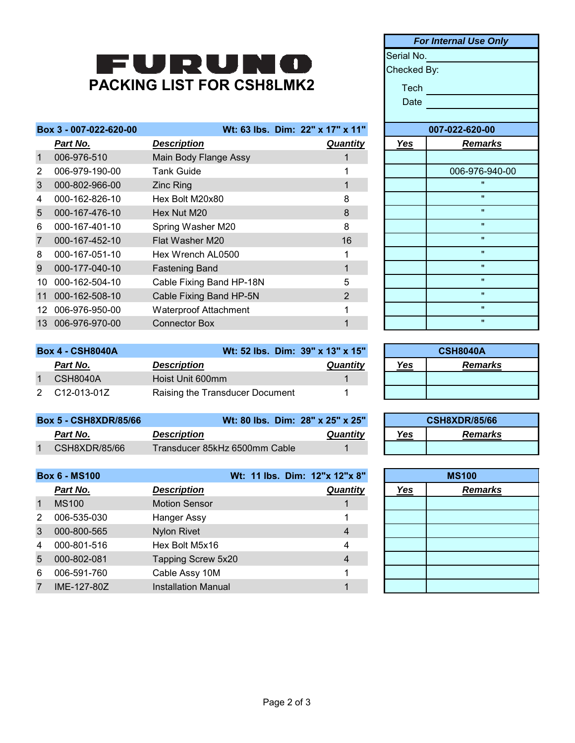# FURUNO

## PACKING LIST FOR CSH8LMK2

| For Internal Use Only | |
|---|---|
| Serial No. | |
| Checked By: | |
| Tech | |
| Date | |

| Box 3 - 007-022-620-00 | | Wt: 63 lbs. Dim: 22" x 17" x 11" | | 007-022-620-00 | |
|---|---|---|---|---|---|
| | **Part No.** | **Description** | **Quantity** | **Yes** | **Remarks** |
| 1 | 006-976-510 | Main Body Flange Assy | 1 | | |
| 2 | 006-979-190-00 | Tank Guide | 1 | | 006-976-940-00 |
| 3 | 000-802-966-00 | Zinc Ring | 1 | | " |
| 4 | 000-162-826-10 | Hex Bolt M20x80 | 8 | | " |
| 5 | 000-167-476-10 | Hex Nut M20 | 8 | | " |
| 6 | 000-167-401-10 | Spring Washer M20 | 8 | | " |
| 7 | 000-167-452-10 | Flat Washer M20 | 16 | | " |
| 8 | 000-167-051-10 | Hex Wrench AL0500 | 1 | | " |
| 9 | 000-177-040-10 | Fastening Band | 1 | | " |
| 10 | 000-162-504-10 | Cable Fixing Band HP-18N | 5 | | " |
| 11 | 000-162-508-10 | Cable Fixing Band HP-5N | 2 | | " |
| 12 | 006-976-950-00 | Waterproof Attachment | 1 | | " |
| 13 | 006-976-970-00 | Connector Box | 1 | | " |

| Box 4 - CSH8040A | | Wt: 52 lbs. Dim: 39" x 13" x 15" | | CSH8040A | |
|---|---|---|---|---|---|
| | **Part No.** | **Description** | **Quantity** | **Yes** | **Remarks** |
| 1 | CSH8040A | Hoist Unit 600mm | 1 | | |
| 2 | C12-013-01Z | Raising the Transducer Document | 1 | | |

| Box 5 - CSH8XDR/85/66 | | Wt: 80 lbs. Dim: 28" x 25" x 25" | | CSH8XDR/85/66 | |
|---|---|---|---|---|---|
| | **Part No.** | **Description** | **Quantity** | **Yes** | **Remarks** |
| 1 | CSH8XDR/85/66 | Transducer 85kHz 6500mm Cable | 1 | | |

| Box 6 - MS100 | | Wt: 11 lbs. Dim: 12"x 12"x 8" | | MS100 | |
|---|---|---|---|---|---|
| | **Part No.** | **Description** | **Quantity** | **Yes** | **Remarks** |
| 1 | MS100 | Motion Sensor | 1 | | |
| 2 | 006-535-030 | Hanger Assy | 1 | | |
| 3 | 000-800-565 | Nylon Rivet | 4 | | |
| 4 | 000-801-516 | Hex Bolt M5x16 | 4 | | |
| 5 | 000-802-081 | Tapping Screw 5x20 | 4 | | |
| 6 | 006-591-760 | Cable Assy 10M | 1 | | |
| 7 | IME-127-80Z | Installation Manual | 1 | | |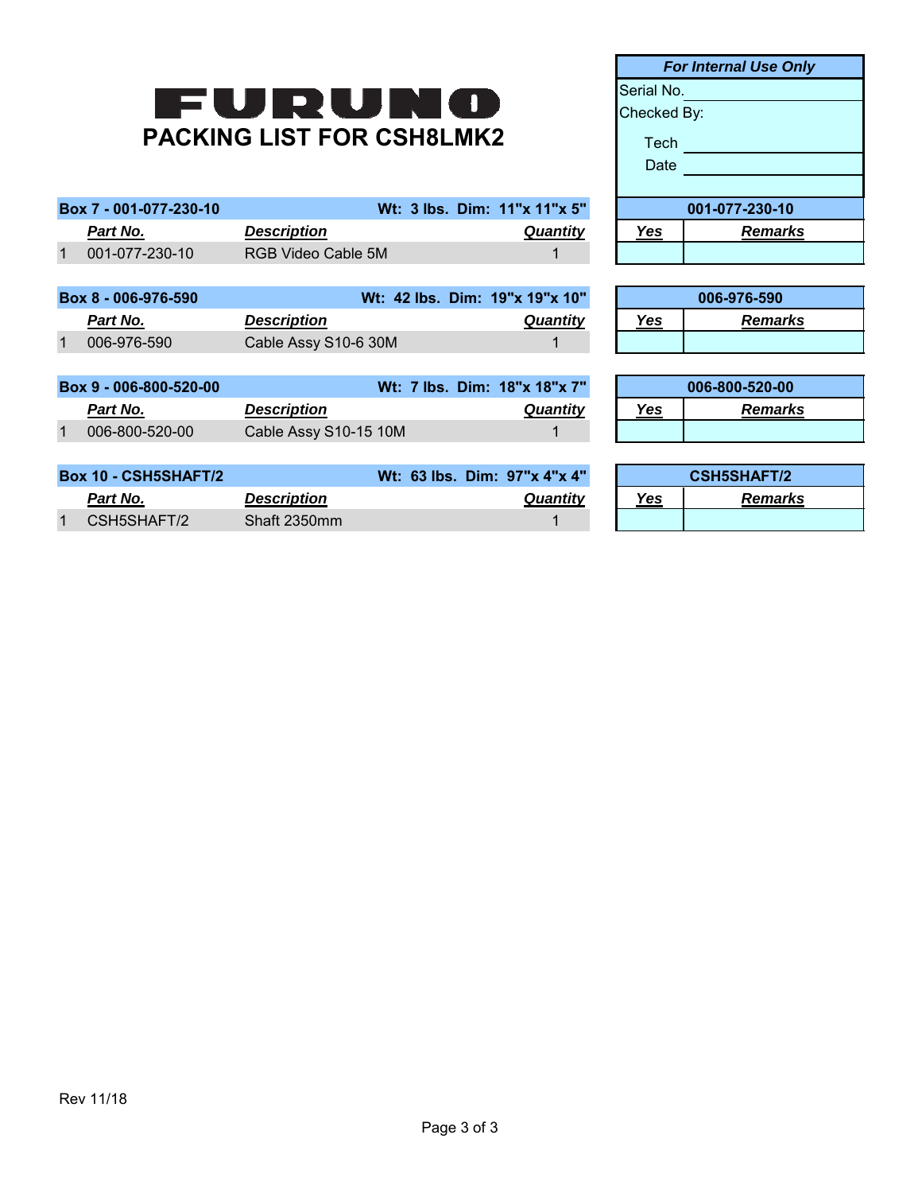# FURUNO

## PACKING LIST FOR CSH8LMK2

| *For Internal Use Only* | |
|---|---|
| Serial No. | |
| Checked By: | |
| Tech | |
| Date | |

### Box 7 - 001-077-230-10 — Wt: 3 lbs. Dim: 11"x 11"x 5"

| | ***Part No.*** | ***Description*** | ***Quantity*** |
|---|---|---|---|
| 1 | 001-077-230-10 | RGB Video Cable 5M | 1 |

| 001-077-230-10 | |
|---|---|
| ***Yes*** | ***Remarks*** |
| | |

### Box 8 - 006-976-590 — Wt: 42 lbs. Dim: 19"x 19"x 10"

| | ***Part No.*** | ***Description*** | ***Quantity*** |
|---|---|---|---|
| 1 | 006-976-590 | Cable Assy S10-6 30M | 1 |

| 006-976-590 | |
|---|---|
| ***Yes*** | ***Remarks*** |
| | |

### Box 9 - 006-800-520-00 — Wt: 7 lbs. Dim: 18"x 18"x 7"

| | ***Part No.*** | ***Description*** | ***Quantity*** |
|---|---|---|---|
| 1 | 006-800-520-00 | Cable Assy S10-15 10M | 1 |

| 006-800-520-00 | |
|---|---|
| ***Yes*** | ***Remarks*** |
| | |

### Box 10 - CSH5SHAFT/2 — Wt: 63 lbs. Dim: 97"x 4"x 4"

| | ***Part No.*** | ***Description*** | ***Quantity*** |
|---|---|---|---|
| 1 | CSH5SHAFT/2 | Shaft 2350mm | 1 |

| CSH5SHAFT/2 | |
|---|---|
| ***Yes*** | ***Remarks*** |
| | |

Rev 11/18